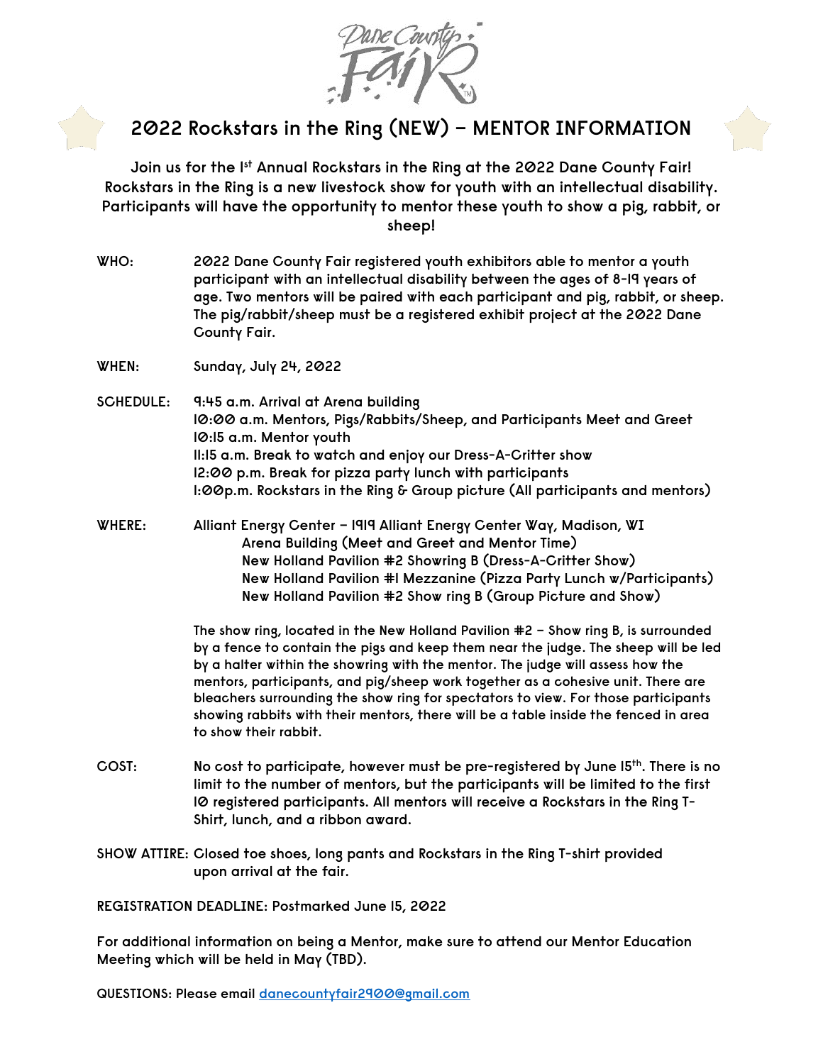Dane County Fair

# 2022 Rockstars in the Ring (NEW) – MENTOR INFORMATION

Join us for the 1st Annual Rockstars in the Ring at the 2022 Dane County Fair! Rockstars in the Ring is a new livestock show for youth with an intellectual disability. Participants will have the opportunity to mentor these youth to show a pig, rabbit, or sheep!

**WHO:** 2022 Dane County Fair registered youth exhibitors able to mentor a youth participant with an intellectual disability between the ages of 8-19 years of age. Two mentors will be paired with each participant and pig, rabbit, or sheep. The pig/rabbit/sheep must be a registered exhibit project at the 2022 Dane County Fair.

**WHEN:** Sunday, July 24, 2022

**SCHEDULE:**
9:45 a.m. Arrival at Arena building
10:00 a.m. Mentors, Pigs/Rabbits/Sheep, and Participants Meet and Greet
10:15 a.m. Mentor youth
11:15 a.m. Break to watch and enjoy our Dress-A-Critter show
12:00 p.m. Break for pizza party lunch with participants
1:00p.m. Rockstars in the Ring & Group picture (All participants and mentors)

**WHERE:** Alliant Energy Center – 1919 Alliant Energy Center Way, Madison, WI
- Arena Building (Meet and Greet and Mentor Time)
- New Holland Pavilion #2 Showring B (Dress-A-Critter Show)
- New Holland Pavilion #1 Mezzanine (Pizza Party Lunch w/Participants)
- New Holland Pavilion #2 Show ring B (Group Picture and Show)

The show ring, located in the New Holland Pavilion #2 – Show ring B, is surrounded by a fence to contain the pigs and keep them near the judge. The sheep will be led by a halter within the showring with the mentor. The judge will assess how the mentors, participants, and pig/sheep work together as a cohesive unit. There are bleachers surrounding the show ring for spectators to view. For those participants showing rabbits with their mentors, there will be a table inside the fenced in area to show their rabbit.

**COST:** No cost to participate, however must be pre-registered by June 15th. There is no limit to the number of mentors, but the participants will be limited to the first 10 registered participants. All mentors will receive a Rockstars in the Ring T-Shirt, lunch, and a ribbon award.

**SHOW ATTIRE:** Closed toe shoes, long pants and Rockstars in the Ring T-shirt provided upon arrival at the fair.

**REGISTRATION DEADLINE:** Postmarked June 15, 2022

For additional information on being a Mentor, make sure to attend our Mentor Education Meeting which will be held in May (TBD).

QUESTIONS: Please email danecountyfair2900@gmail.com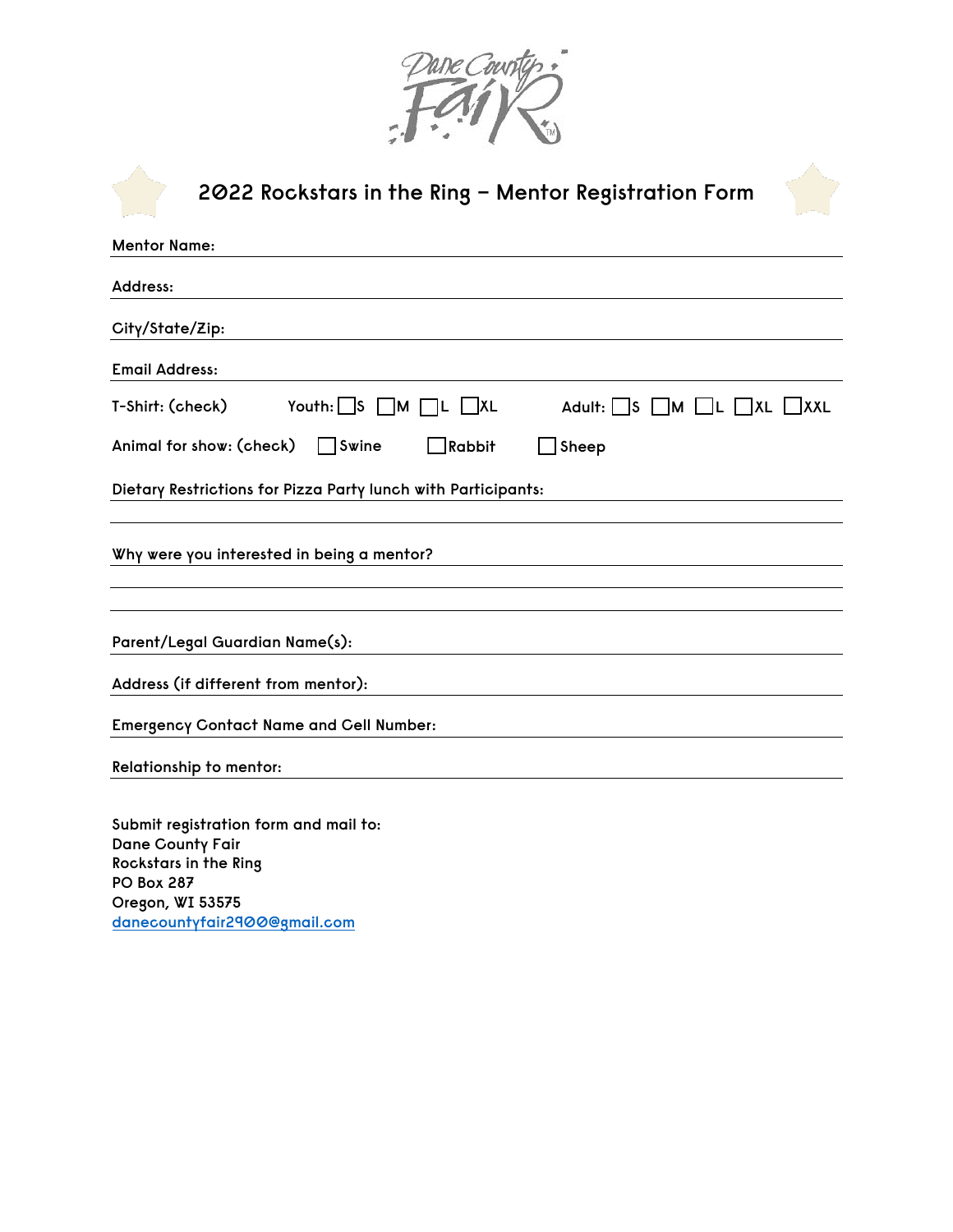# 2022 Rockstars in the Ring – Mentor Registration Form

Mentor Name: ______________________________

Address: ______________________________

City/State/Zip: ______________________________

Email Address: ______________________________

T-Shirt: (check)    Youth: ☐S ☐M ☐L ☐XL    Adult: ☐S ☐M ☐L ☐XL ☐XXL

Animal for show: (check)  ☐Swine  ☐Rabbit  ☐Sheep

Dietary Restrictions for Pizza Party lunch with Participants: ______________________________

______________________________

Why were you interested in being a mentor? ______________________________

______________________________

______________________________

Parent/Legal Guardian Name(s): ______________________________

Address (if different from mentor): ______________________________

Emergency Contact Name and Cell Number: ______________________________

Relationship to mentor: ______________________________

Submit registration form and mail to:
Dane County Fair
Rockstars in the Ring
PO Box 287
Oregon, WI 53575
danecountyfair2900@gmail.com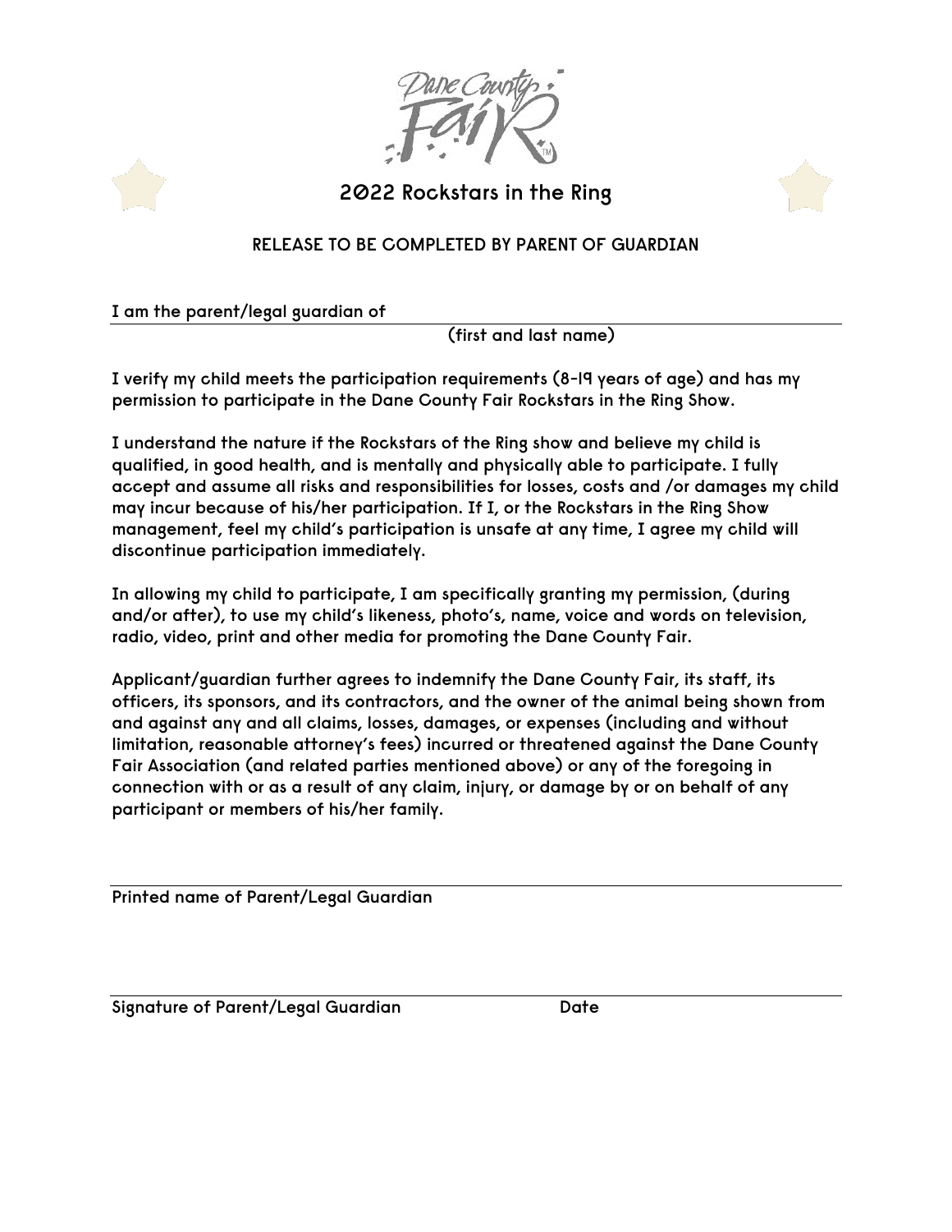# 2022 Rockstars in the Ring

## RELEASE TO BE COMPLETED BY PARENT OF GUARDIAN

I am the parent/legal guardian of \_\_\_\_\_\_\_\_\_\_\_\_\_\_\_\_\_\_\_\_\_\_\_\_\_\_\_\_\_\_

(first and last name)

I verify my child meets the participation requirements (8-19 years of age) and has my permission to participate in the Dane County Fair Rockstars in the Ring Show.

I understand the nature if the Rockstars of the Ring show and believe my child is qualified, in good health, and is mentally and physically able to participate. I fully accept and assume all risks and responsibilities for losses, costs and /or damages my child may incur because of his/her participation. If I, or the Rockstars in the Ring Show management, feel my child's participation is unsafe at any time, I agree my child will discontinue participation immediately.

In allowing my child to participate, I am specifically granting my permission, (during and/or after), to use my child's likeness, photo's, name, voice and words on television, radio, video, print and other media for promoting the Dane County Fair.

Applicant/guardian further agrees to indemnify the Dane County Fair, its staff, its officers, its sponsors, and its contractors, and the owner of the animal being shown from and against any and all claims, losses, damages, or expenses (including and without limitation, reasonable attorney's fees) incurred or threatened against the Dane County Fair Association (and related parties mentioned above) or any of the foregoing in connection with or as a result of any claim, injury, or damage by or on behalf of any participant or members of his/her family.

\_\_\_\_\_\_\_\_\_\_\_\_\_\_\_\_\_\_\_\_\_\_\_\_\_\_\_\_\_\_\_\_\_\_\_\_\_\_\_\_

Printed name of Parent/Legal Guardian

\_\_\_\_\_\_\_\_\_\_\_\_\_\_\_\_\_\_\_\_\_\_\_\_\_\_\_\_\_\_\_\_\_\_\_\_\_\_\_\_

Signature of Parent/Legal Guardian Date